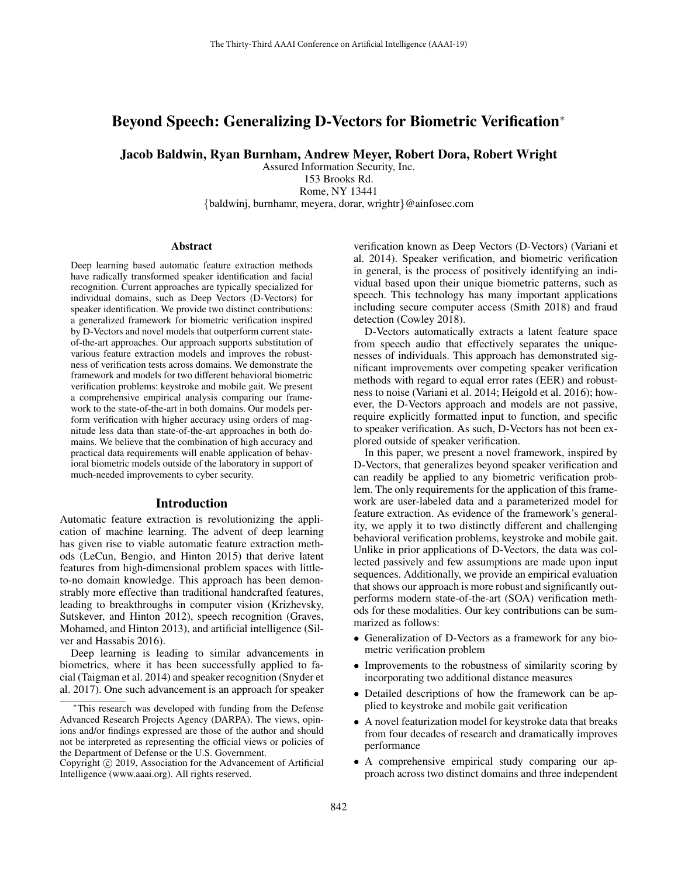# Beyond Speech: Generalizing D-Vectors for Biometric Verification*

**Jacob Baldwin, Ryan Burnham, Andrew Meyer, Robert Dora, Robert Wright**

Assured Information Security, Inc.
153 Brooks Rd.
Rome, NY 13441
{baldwinj, burnhamr, meyera, dorar, wrightr}@ainfosec.com

## Abstract

Deep learning based automatic feature extraction methods have radically transformed speaker identification and facial recognition. Current approaches are typically specialized for individual domains, such as Deep Vectors (D-Vectors) for speaker identification. We provide two distinct contributions: a generalized framework for biometric verification inspired by D-Vectors and novel models that outperform current state-of-the-art approaches. Our approach supports substitution of various feature extraction models and improves the robustness of verification tests across domains. We demonstrate the framework and models for two different behavioral biometric verification problems: keystroke and mobile gait. We present a comprehensive empirical analysis comparing our framework to the state-of-the-art in both domains. Our models perform verification with higher accuracy using orders of magnitude less data than state-of-the-art approaches in both domains. We believe that the combination of high accuracy and practical data requirements will enable application of behavioral biometric models outside of the laboratory in support of much-needed improvements to cyber security.

## Introduction

Automatic feature extraction is revolutionizing the application of machine learning. The advent of deep learning has given rise to viable automatic feature extraction methods (LeCun, Bengio, and Hinton 2015) that derive latent features from high-dimensional problem spaces with little-to-no domain knowledge. This approach has been demonstrably more effective than traditional handcrafted features, leading to breakthroughs in computer vision (Krizhevsky, Sutskever, and Hinton 2012), speech recognition (Graves, Mohamed, and Hinton 2013), and artificial intelligence (Silver and Hassabis 2016).

Deep learning is leading to similar advancements in biometrics, where it has been successfully applied to facial (Taigman et al. 2014) and speaker recognition (Snyder et al. 2017). One such advancement is an approach for speaker verification known as Deep Vectors (D-Vectors) (Variani et al. 2014). Speaker verification, and biometric verification in general, is the process of positively identifying an individual based upon their unique biometric patterns, such as speech. This technology has many important applications including secure computer access (Smith 2018) and fraud detection (Cowley 2018).

D-Vectors automatically extracts a latent feature space from speech audio that effectively separates the uniquenesses of individuals. This approach has demonstrated significant improvements over competing speaker verification methods with regard to equal error rates (EER) and robustness to noise (Variani et al. 2014; Heigold et al. 2016); however, the D-Vectors approach and models are not passive, require explicitly formatted input to function, and specific to speaker verification. As such, D-Vectors has not been explored outside of speaker verification.

In this paper, we present a novel framework, inspired by D-Vectors, that generalizes beyond speaker verification and can readily be applied to any biometric verification problem. The only requirements for the application of this framework are user-labeled data and a parameterized model for feature extraction. As evidence of the framework's generality, we apply it to two distinctly different and challenging behavioral verification problems, keystroke and mobile gait. Unlike in prior applications of D-Vectors, the data was collected passively and few assumptions are made upon input sequences. Additionally, we provide an empirical evaluation that shows our approach is more robust and significantly outperforms modern state-of-the-art (SOA) verification methods for these modalities. Our key contributions can be summarized as follows:

- Generalization of D-Vectors as a framework for any biometric verification problem
- Improvements to the robustness of similarity scoring by incorporating two additional distance measures
- Detailed descriptions of how the framework can be applied to keystroke and mobile gait verification
- A novel featurization model for keystroke data that breaks from four decades of research and dramatically improves performance
- A comprehensive empirical study comparing our approach across two distinct domains and three independent

*This research was developed with funding from the Defense Advanced Research Projects Agency (DARPA). The views, opinions and/or findings expressed are those of the author and should not be interpreted as representing the official views or policies of the Department of Defense or the U.S. Government.

Copyright © 2019, Association for the Advancement of Artificial Intelligence (www.aaai.org). All rights reserved.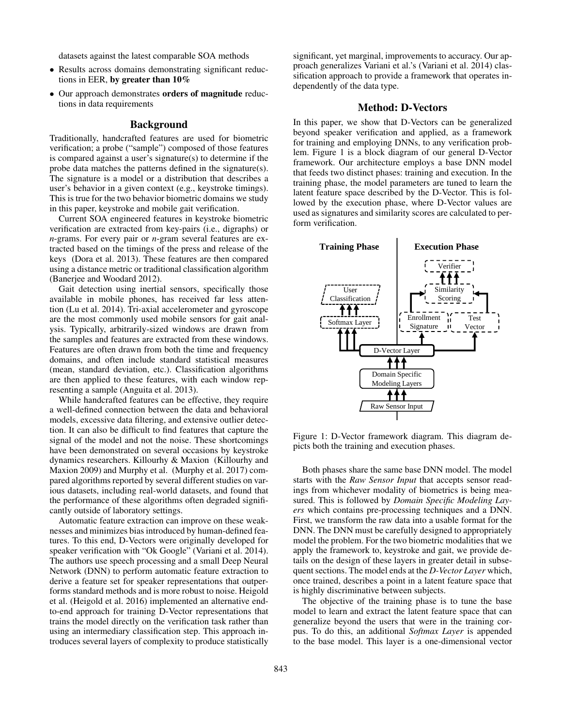datasets against the latest comparable SOA methods

- Results across domains demonstrating significant reductions in EER, **by greater than 10%**
- Our approach demonstrates **orders of magnitude** reductions in data requirements

## Background

Traditionally, handcrafted features are used for biometric verification; a probe ("sample") composed of those features is compared against a user's signature(s) to determine if the probe data matches the patterns defined in the signature(s). The signature is a model or a distribution that describes a user's behavior in a given context (e.g., keystroke timings). This is true for the two behavior biometric domains we study in this paper, keystroke and mobile gait verification.

Current SOA engineered features in keystroke biometric verification are extracted from key-pairs (i.e., digraphs) or *n*-grams. For every pair or *n*-gram several features are extracted based on the timings of the press and release of the keys (Dora et al. 2013). These features are then compared using a distance metric or traditional classification algorithm (Banerjee and Woodard 2012).

Gait detection using inertial sensors, specifically those available in mobile phones, has received far less attention (Lu et al. 2014). Tri-axial accelerometer and gyroscope are the most commonly used mobile sensors for gait analysis. Typically, arbitrarily-sized windows are drawn from the samples and features are extracted from these windows. Features are often drawn from both the time and frequency domains, and often include standard statistical measures (mean, standard deviation, etc.). Classification algorithms are then applied to these features, with each window representing a sample (Anguita et al. 2013).

While handcrafted features can be effective, they require a well-defined connection between the data and behavioral models, excessive data filtering, and extensive outlier detection. It can also be difficult to find features that capture the signal of the model and not the noise. These shortcomings have been demonstrated on several occasions by keystroke dynamics researchers. Killourhy & Maxion (Killourhy and Maxion 2009) and Murphy et al. (Murphy et al. 2017) compared algorithms reported by several different studies on various datasets, including real-world datasets, and found that the performance of these algorithms often degraded significantly outside of laboratory settings.

Automatic feature extraction can improve on these weaknesses and minimizes bias introduced by human-defined features. To this end, D-Vectors were originally developed for speaker verification with "Ok Google" (Variani et al. 2014). The authors use speech processing and a small Deep Neural Network (DNN) to perform automatic feature extraction to derive a feature set for speaker representations that outperforms standard methods and is more robust to noise. Heigold et al. (Heigold et al. 2016) implemented an alternative end-to-end approach for training D-Vector representations that trains the model directly on the verification task rather than using an intermediary classification step. This approach introduces several layers of complexity to produce statistically significant, yet marginal, improvements to accuracy. Our approach generalizes Variani et al.'s (Variani et al. 2014) classification approach to provide a framework that operates independently of the data type.

## Method: D-Vectors

In this paper, we show that D-Vectors can be generalized beyond speaker verification and applied, as a framework for training and employing DNNs, to any verification problem. Figure 1 is a block diagram of our general D-Vector framework. Our architecture employs a base DNN model that feeds two distinct phases: training and execution. In the training phase, the model parameters are tuned to learn the latent feature space described by the D-Vector. This is followed by the execution phase, where D-Vector values are used as signatures and similarity scores are calculated to perform verification.

Figure 1: D-Vector framework diagram. This diagram depicts both the training and execution phases.

Both phases share the same base DNN model. The model starts with the *Raw Sensor Input* that accepts sensor readings from whichever modality of biometrics is being measured. This is followed by *Domain Specific Modeling Layers* which contains pre-processing techniques and a DNN. First, we transform the raw data into a usable format for the DNN. The DNN must be carefully designed to appropriately model the problem. For the two biometric modalities that we apply the framework to, keystroke and gait, we provide details on the design of these layers in greater detail in subsequent sections. The model ends at the *D-Vector Layer* which, once trained, describes a point in a latent feature space that is highly discriminative between subjects.

The objective of the training phase is to tune the base model to learn and extract the latent feature space that can generalize beyond the users that were in the training corpus. To do this, an additional *Softmax Layer* is appended to the base model. This layer is a one-dimensional vector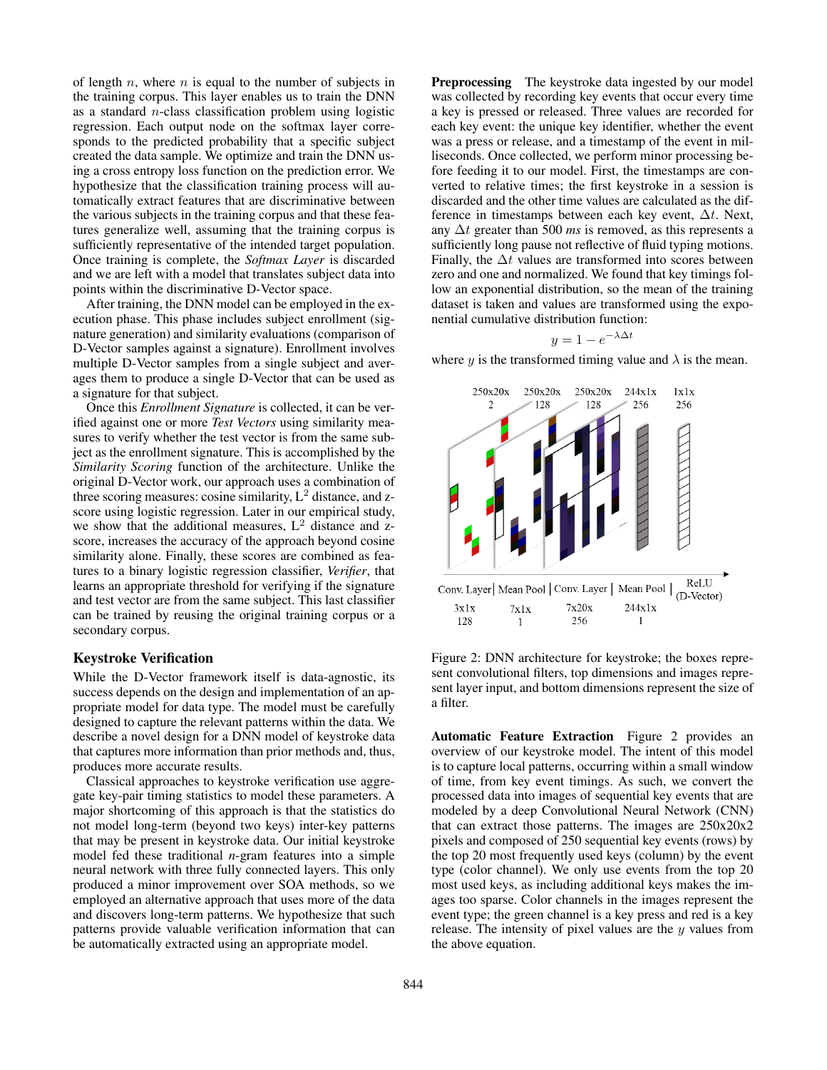of length $n$, where $n$ is equal to the number of subjects in the training corpus. This layer enables us to train the DNN as a standard $n$-class classification problem using logistic regression. Each output node on the softmax layer corresponds to the predicted probability that a specific subject created the data sample. We optimize and train the DNN using a cross entropy loss function on the prediction error. We hypothesize that the classification training process will automatically extract features that are discriminative between the various subjects in the training corpus and that these features generalize well, assuming that the training corpus is sufficiently representative of the intended target population. Once training is complete, the *Softmax Layer* is discarded and we are left with a model that translates subject data into points within the discriminative D-Vector space.

After training, the DNN model can be employed in the execution phase. This phase includes subject enrollment (signature generation) and similarity evaluations (comparison of D-Vector samples against a signature). Enrollment involves multiple D-Vector samples from a single subject and averages them to produce a single D-Vector that can be used as a signature for that subject.

Once this *Enrollment Signature* is collected, it can be verified against one or more *Test Vectors* using similarity measures to verify whether the test vector is from the same subject as the enrollment signature. This is accomplished by the *Similarity Scoring* function of the architecture. Unlike the original D-Vector work, our approach uses a combination of three scoring measures: cosine similarity, $L^2$ distance, and z-score using logistic regression. Later in our empirical study, we show that the additional measures, $L^2$ distance and z-score, increases the accuracy of the approach beyond cosine similarity alone. Finally, these scores are combined as features to a binary logistic regression classifier, *Verifier*, that learns an appropriate threshold for verifying if the signature and test vector are from the same subject. This last classifier can be trained by reusing the original training corpus or a secondary corpus.

## Keystroke Verification

While the D-Vector framework itself is data-agnostic, its success depends on the design and implementation of an appropriate model for data type. The model must be carefully designed to capture the relevant patterns within the data. We describe a novel design for a DNN model of keystroke data that captures more information than prior methods and, thus, produces more accurate results.

Classical approaches to keystroke verification use aggregate key-pair timing statistics to model these parameters. A major shortcoming of this approach is that the statistics do not model long-term (beyond two keys) inter-key patterns that may be present in keystroke data. Our initial keystroke model fed these traditional *n*-gram features into a simple neural network with three fully connected layers. This only produced a minor improvement over SOA methods, so we employed an alternative approach that uses more of the data and discovers long-term patterns. We hypothesize that such patterns provide valuable verification information that can be automatically extracted using an appropriate model.

**Preprocessing** The keystroke data ingested by our model was collected by recording key events that occur every time a key is pressed or released. Three values are recorded for each key event: the unique key identifier, whether the event was a press or release, and a timestamp of the event in milliseconds. Once collected, we perform minor processing before feeding it to our model. First, the timestamps are converted to relative times; the first keystroke in a session is discarded and the other time values are calculated as the difference in timestamps between each key event, $\Delta t$. Next, any $\Delta t$ greater than 500 *ms* is removed, as this represents a sufficiently long pause not reflective of fluid typing motions. Finally, the $\Delta t$ values are transformed into scores between zero and one and normalized. We found that key timings follow an exponential distribution, so the mean of the training dataset is taken and values are transformed using the exponential cumulative distribution function:

$$y = 1 - e^{-\lambda \Delta t}$$

where $y$ is the transformed timing value and $\lambda$ is the mean.

Figure 2: DNN architecture for keystroke; the boxes represent convolutional filters, top dimensions and images represent layer input, and bottom dimensions represent the size of a filter.

**Automatic Feature Extraction** Figure 2 provides an overview of our keystroke model. The intent of this model is to capture local patterns, occurring within a small window of time, from key event timings. As such, we convert the processed data into images of sequential key events that are modeled by a deep Convolutional Neural Network (CNN) that can extract those patterns. The images are 250x20x2 pixels and composed of 250 sequential key events (rows) by the top 20 most frequently used keys (column) by the event type (color channel). We only use events from the top 20 most used keys, as including additional keys makes the images too sparse. Color channels in the images represent the event type; the green channel is a key press and red is a key release. The intensity of pixel values are the $y$ values from the above equation.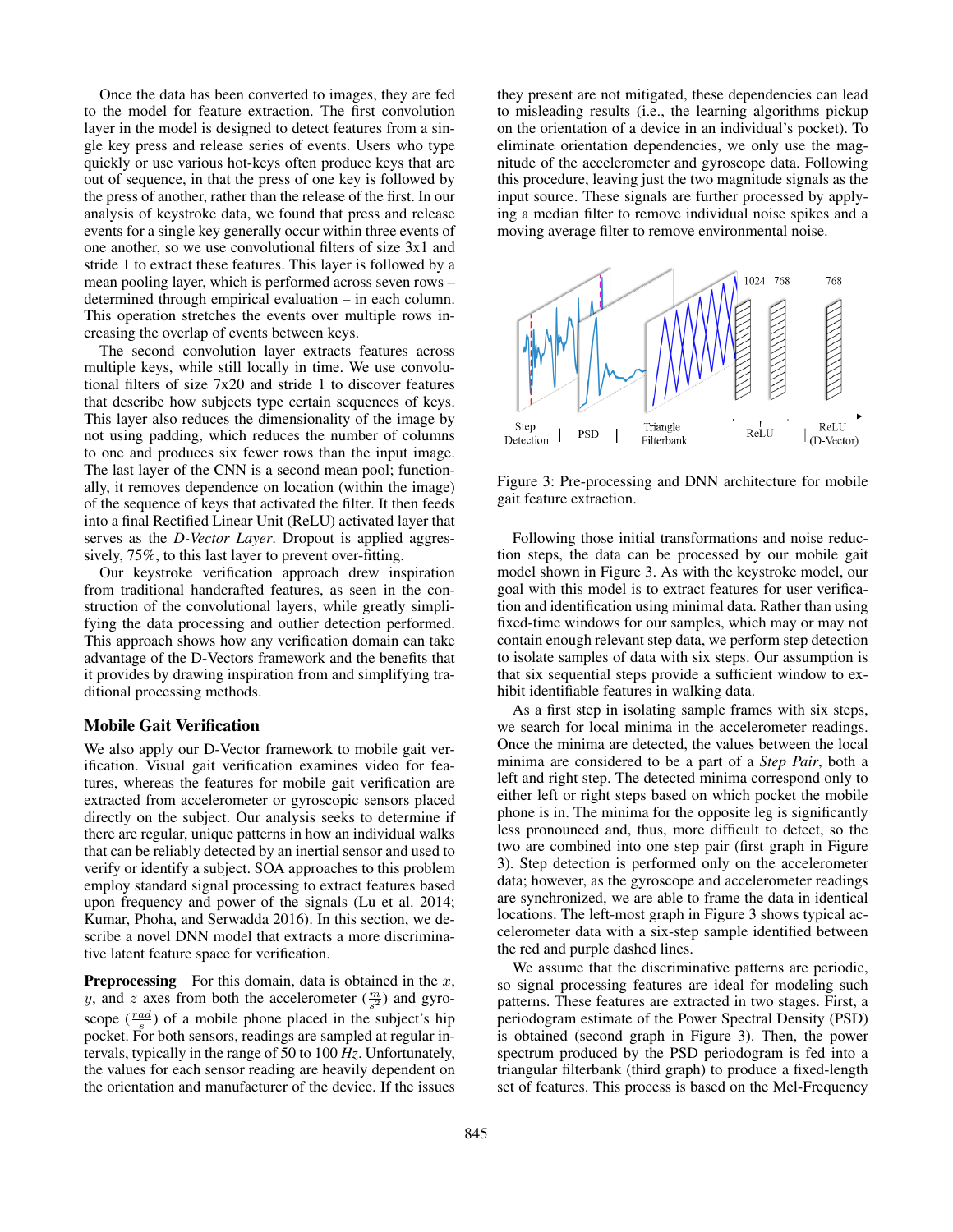Once the data has been converted to images, they are fed to the model for feature extraction. The first convolution layer in the model is designed to detect features from a single key press and release series of events. Users who type quickly or use various hot-keys often produce keys that are out of sequence, in that the press of one key is followed by the press of another, rather than the release of the first. In our analysis of keystroke data, we found that press and release events for a single key generally occur within three events of one another, so we use convolutional filters of size 3x1 and stride 1 to extract these features. This layer is followed by a mean pooling layer, which is performed across seven rows – determined through empirical evaluation – in each column. This operation stretches the events over multiple rows increasing the overlap of events between keys.

The second convolution layer extracts features across multiple keys, while still locally in time. We use convolutional filters of size 7x20 and stride 1 to discover features that describe how subjects type certain sequences of keys. This layer also reduces the dimensionality of the image by not using padding, which reduces the number of columns to one and produces six fewer rows than the input image. The last layer of the CNN is a second mean pool; functionally, it removes dependence on location (within the image) of the sequence of keys that activated the filter. It then feeds into a final Rectified Linear Unit (ReLU) activated layer that serves as the *D-Vector Layer*. Dropout is applied aggressively, 75%, to this last layer to prevent over-fitting.

Our keystroke verification approach drew inspiration from traditional handcrafted features, as seen in the construction of the convolutional layers, while greatly simplifying the data processing and outlier detection performed. This approach shows how any verification domain can take advantage of the D-Vectors framework and the benefits that it provides by drawing inspiration from and simplifying traditional processing methods.

## Mobile Gait Verification

We also apply our D-Vector framework to mobile gait verification. Visual gait verification examines video for features, whereas the features for mobile gait verification are extracted from accelerometer or gyroscopic sensors placed directly on the subject. Our analysis seeks to determine if there are regular, unique patterns in how an individual walks that can be reliably detected by an inertial sensor and used to verify or identify a subject. SOA approaches to this problem employ standard signal processing to extract features based upon frequency and power of the signals (Lu et al. 2014; Kumar, Phoha, and Serwadda 2016). In this section, we describe a novel DNN model that extracts a more discriminative latent feature space for verification.

**Preprocessing** For this domain, data is obtained in the $x$, $y$, and $z$ axes from both the accelerometer ($\frac{m}{s^2}$) and gyroscope ($\frac{rad}{s}$) of a mobile phone placed in the subject's hip pocket. For both sensors, readings are sampled at regular intervals, typically in the range of 50 to 100 *Hz*. Unfortunately, the values for each sensor reading are heavily dependent on the orientation and manufacturer of the device. If the issues they present are not mitigated, these dependencies can lead to misleading results (i.e., the learning algorithms pickup on the orientation of a device in an individual's pocket). To eliminate orientation dependencies, we only use the magnitude of the accelerometer and gyroscope data. Following this procedure, leaving just the two magnitude signals as the input source. These signals are further processed by applying a median filter to remove individual noise spikes and a moving average filter to remove environmental noise.

Figure 3: Pre-processing and DNN architecture for mobile gait feature extraction.

Following those initial transformations and noise reduction steps, the data can be processed by our mobile gait model shown in Figure 3. As with the keystroke model, our goal with this model is to extract features for user verification and identification using minimal data. Rather than using fixed-time windows for our samples, which may or may not contain enough relevant step data, we perform step detection to isolate samples of data with six steps. Our assumption is that six sequential steps provide a sufficient window to exhibit identifiable features in walking data.

As a first step in isolating sample frames with six steps, we search for local minima in the accelerometer readings. Once the minima are detected, the values between the local minima are considered to be a part of a *Step Pair*, both a left and right step. The detected minima correspond only to either left or right steps based on which pocket the mobile phone is in. The minima for the opposite leg is significantly less pronounced and, thus, more difficult to detect, so the two are combined into one step pair (first graph in Figure 3). Step detection is performed only on the accelerometer data; however, as the gyroscope and accelerometer readings are synchronized, we are able to frame the data in identical locations. The left-most graph in Figure 3 shows typical accelerometer data with a six-step sample identified between the red and purple dashed lines.

We assume that the discriminative patterns are periodic, so signal processing features are ideal for modeling such patterns. These features are extracted in two stages. First, a periodogram estimate of the Power Spectral Density (PSD) is obtained (second graph in Figure 3). Then, the power spectrum produced by the PSD periodogram is fed into a triangular filterbank (third graph) to produce a fixed-length set of features. This process is based on the Mel-Frequency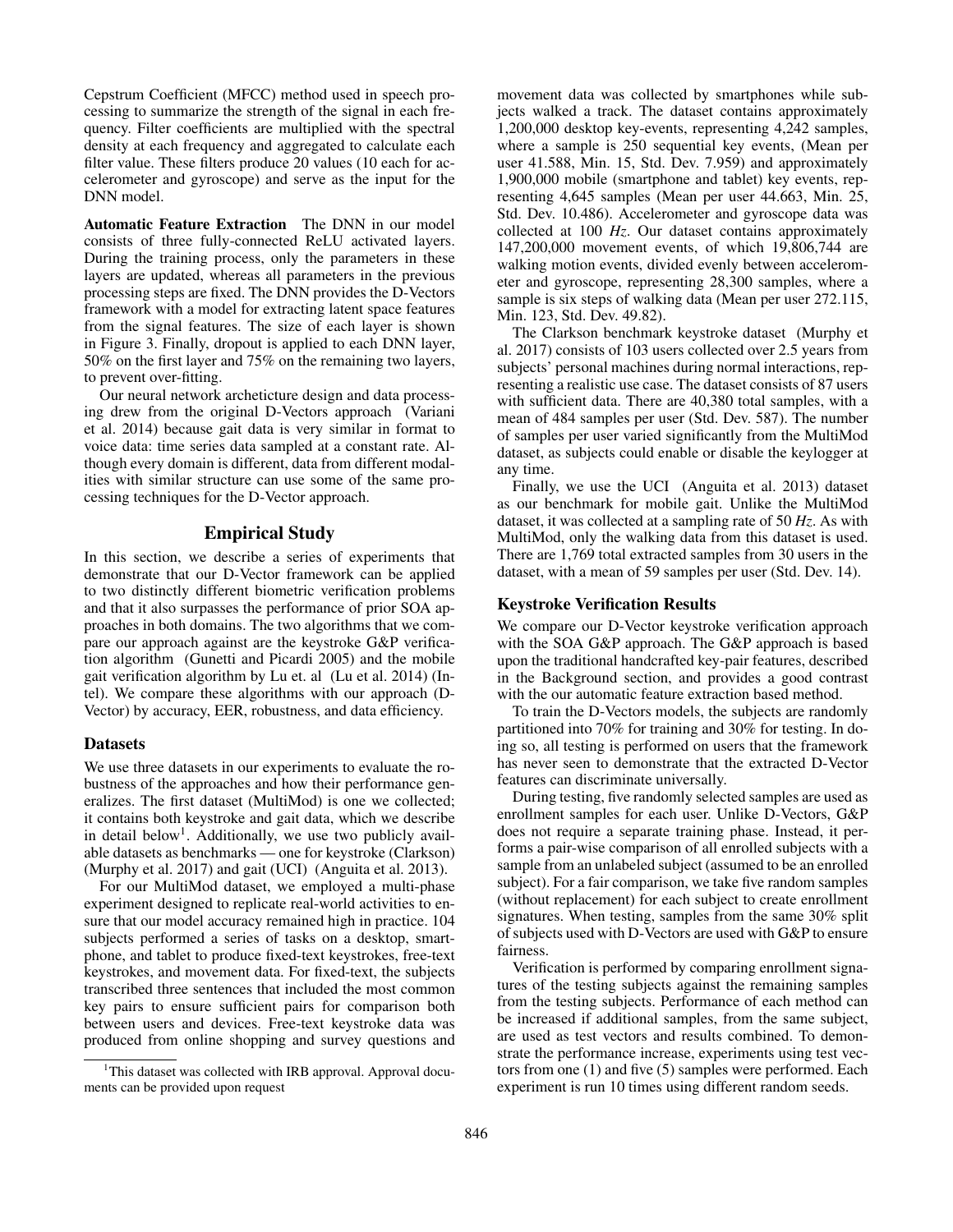Cepstrum Coefficient (MFCC) method used in speech processing to summarize the strength of the signal in each frequency. Filter coefficients are multiplied with the spectral density at each frequency and aggregated to calculate each filter value. These filters produce 20 values (10 each for accelerometer and gyroscope) and serve as the input for the DNN model.

**Automatic Feature Extraction** The DNN in our model consists of three fully-connected ReLU activated layers. During the training process, only the parameters in these layers are updated, whereas all parameters in the previous processing steps are fixed. The DNN provides the D-Vectors framework with a model for extracting latent space features from the signal features. The size of each layer is shown in Figure 3. Finally, dropout is applied to each DNN layer, 50% on the first layer and 75% on the remaining two layers, to prevent over-fitting.

Our neural network arechitecture design and data processing drew from the original D-Vectors approach (Variani et al. 2014) because gait data is very similar in format to voice data: time series data sampled at a constant rate. Although every domain is different, data from different modalities with similar structure can use some of the same processing techniques for the D-Vector approach.

## Empirical Study

In this section, we describe a series of experiments that demonstrate that our D-Vector framework can be applied to two distinctly different biometric verification problems and that it also surpasses the performance of prior SOA approaches in both domains. The two algorithms that we compare our approach against are the keystroke G&P verification algorithm (Gunetti and Picardi 2005) and the mobile gait verification algorithm by Lu et. al (Lu et al. 2014) (Intel). We compare these algorithms with our approach (D-Vector) by accuracy, EER, robustness, and data efficiency.

### Datasets

We use three datasets in our experiments to evaluate the robustness of the approaches and how their performance generalizes. The first dataset (MultiMod) is one we collected; it contains both keystroke and gait data, which we describe in detail below[1]. Additionally, we use two publicly available datasets as benchmarks — one for keystroke (Clarkson) (Murphy et al. 2017) and gait (UCI) (Anguita et al. 2013).

For our MultiMod dataset, we employed a multi-phase experiment designed to replicate real-world activities to ensure that our model accuracy remained high in practice. 104 subjects performed a series of tasks on a desktop, smartphone, and tablet to produce fixed-text keystrokes, free-text keystrokes, and movement data. For fixed-text, the subjects transcribed three sentences that included the most common key pairs to ensure sufficient pairs for comparison both between users and devices. Free-text keystroke data was produced from online shopping and survey questions and movement data was collected by smartphones while subjects walked a track. The dataset contains approximately 1,200,000 desktop key-events, representing 4,242 samples, where a sample is 250 sequential key events, (Mean per user 41.588, Min. 15, Std. Dev. 7.959) and approximately 1,900,000 mobile (smartphone and tablet) key events, representing 4,645 samples (Mean per user 44.663, Min. 25, Std. Dev. 10.486). Accelerometer and gyroscope data was collected at 100 *Hz*. Our dataset contains approximately 147,200,000 movement events, of which 19,806,744 are walking motion events, divided evenly between accelerometer and gyroscope, representing 28,300 samples, where a sample is six steps of walking data (Mean per user 272.115, Min. 123, Std. Dev. 49.82).

The Clarkson benchmark keystroke dataset (Murphy et al. 2017) consists of 103 users collected over 2.5 years from subjects' personal machines during normal interactions, representing a realistic use case. The dataset consists of 87 users with sufficient data. There are 40,380 total samples, with a mean of 484 samples per user (Std. Dev. 587). The number of samples per user varied significantly from the MultiMod dataset, as subjects could enable or disable the keylogger at any time.

Finally, we use the UCI (Anguita et al. 2013) dataset as our benchmark for mobile gait. Unlike the MultiMod dataset, it was collected at a sampling rate of 50 *Hz*. As with MultiMod, only the walking data from this dataset is used. There are 1,769 total extracted samples from 30 users in the dataset, with a mean of 59 samples per user (Std. Dev. 14).

### Keystroke Verification Results

We compare our D-Vector keystroke verification approach with the SOA G&P approach. The G&P approach is based upon the traditional handcrafted key-pair features, described in the Background section, and provides a good contrast with the our automatic feature extraction based method.

To train the D-Vectors models, the subjects are randomly partitioned into 70% for training and 30% for testing. In doing so, all testing is performed on users that the framework has never seen to demonstrate that the extracted D-Vector features can discriminate universally.

During testing, five randomly selected samples are used as enrollment samples for each user. Unlike D-Vectors, G&P does not require a separate training phase. Instead, it performs a pair-wise comparison of all enrolled subjects with a sample from an unlabeled subject (assumed to be an enrolled subject). For a fair comparison, we take five random samples (without replacement) for each subject to create enrollment signatures. When testing, samples from the same 30% split of subjects used with D-Vectors are used with G&P to ensure fairness.

Verification is performed by comparing enrollment signatures of the testing subjects against the remaining samples from the testing subjects. Performance of each method can be increased if additional samples, from the same subject, are used as test vectors and results combined. To demonstrate the performance increase, experiments using test vectors from one (1) and five (5) samples were performed. Each experiment is run 10 times using different random seeds.

[1] This dataset was collected with IRB approval. Approval documents can be provided upon request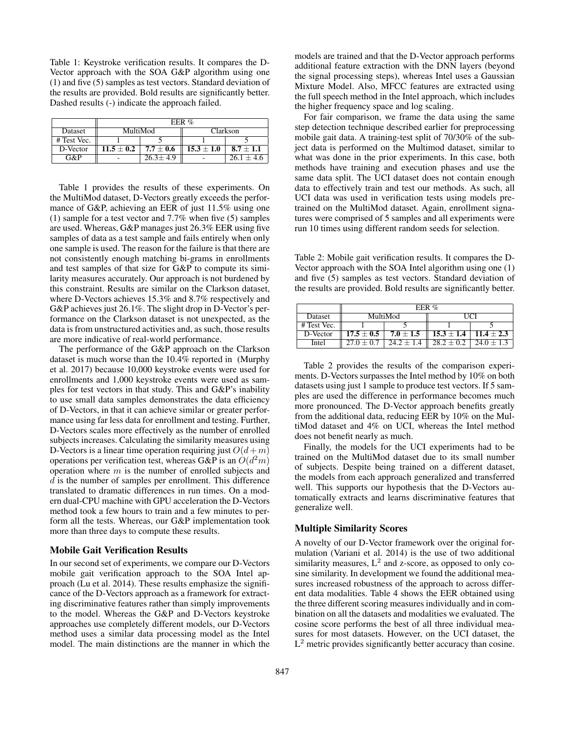Table 1: Keystroke verification results. It compares the D-Vector approach with the SOA G&P algorithm using one (1) and five (5) samples as test vectors. Standard deviation of the results are provided. Bold results are significantly better. Dashed results (-) indicate the approach failed.

| | EER % | | | |
|---|---|---|---|---|
| Dataset | MultiMod | | Clarkson | |
| # Test Vec. | 1 | 5 | 1 | 5 |
| D-Vector | **11.5 ± 0.2** | **7.7 ± 0.6** | **15.3 ± 1.0** | **8.7 ± 1.1** |
| G&P | - | 26.3± 4.9 | - | 26.1 ± 4.6 |

Table 1 provides the results of these experiments. On the MultiMod dataset, D-Vectors greatly exceeds the performance of G&P, achieving an EER of just 11.5% using one (1) sample for a test vector and 7.7% when five (5) samples are used. Whereas, G&P manages just 26.3% EER using five samples of data as a test sample and fails entirely when only one sample is used. The reason for the failure is that there are not consistently enough matching bi-grams in enrollments and test samples of that size for G&P to compute its similarity measures accurately. Our approach is not burdened by this constraint. Results are similar on the Clarkson dataset, where D-Vectors achieves 15.3% and 8.7% respectively and G&P achieves just 26.1%. The slight drop in D-Vector's performance on the Clarkson dataset is not unexpected, as the data is from unstructured activities and, as such, those results are more indicative of real-world performance.

The performance of the G&P approach on the Clarkson dataset is much worse than the 10.4% reported in (Murphy et al. 2017) because 10,000 keystroke events were used for enrollments and 1,000 keystroke events were used as samples for test vectors in that study. This and G&P's inability to use small data samples demonstrates the data efficiency of D-Vectors, in that it can achieve similar or greater performance using far less data for enrollment and testing. Further, D-Vectors scales more effectively as the number of enrolled subjects increases. Calculating the similarity measures using D-Vectors is a linear time operation requiring just $O(d+m)$ operations per verification test, whereas G&P is an $O(d^2m)$ operation where $m$ is the number of enrolled subjects and $d$ is the number of samples per enrollment. This difference translated to dramatic differences in run times. On a modern dual-CPU machine with GPU acceleration the D-Vectors method took a few hours to train and a few minutes to perform all the tests. Whereas, our G&P implementation took more than three days to compute these results.

### Mobile Gait Verification Results

In our second set of experiments, we compare our D-Vectors mobile gait verification approach to the SOA Intel approach (Lu et al. 2014). These results emphasize the significance of the D-Vectors approach as a framework for extracting discriminative features rather than simply improvements to the model. Whereas the G&P and D-Vectors keystroke approaches use completely different models, our D-Vectors method uses a similar data processing model as the Intel model. The main distinctions are the manner in which the models are trained and that the D-Vector approach performs additional feature extraction with the DNN layers (beyond the signal processing steps), whereas Intel uses a Gaussian Mixture Model. Also, MFCC features are extracted using the full speech method in the Intel approach, which includes the higher frequency space and log scaling.

For fair comparison, we frame the data using the same step detection technique described earlier for preprocessing mobile gait data. A training-test split of 70/30% of the subject data is performed on the Multimod dataset, similar to what was done in the prior experiments. In this case, both methods have training and execution phases and use the same data split. The UCI dataset does not contain enough data to effectively train and test our methods. As such, all UCI data was used in verification tests using models pre-trained on the MultiMod dataset. Again, enrollment signatures were comprised of 5 samples and all experiments were run 10 times using different random seeds for selection.

Table 2: Mobile gait verification results. It compares the D-Vector approach with the SOA Intel algorithm using one (1) and five (5) samples as test vectors. Standard deviation of the results are provided. Bold results are significantly better.

| | EER % | | | |
|---|---|---|---|---|
| Dataset | MultiMod | | UCI | |
| # Test Vec. | 1 | 5 | 1 | 5 |
| D-Vector | **17.5 ± 0.5** | **7.0 ± 1.5** | **15.3 ± 1.4** | **11.4 ± 2.3** |
| Intel | 27.0 ± 0.7 | 24.2 ± 1.4 | 28.2 ± 0.2 | 24.0 ± 1.3 |

Table 2 provides the results of the comparison experiments. D-Vectors surpasses the Intel method by 10% on both datasets using just 1 sample to produce test vectors. If 5 samples are used the difference in performance becomes much more pronounced. The D-Vector approach benefits greatly from the additional data, reducing EER by 10% on the MultiMod dataset and 4% on UCI, whereas the Intel method does not benefit nearly as much.

Finally, the models for the UCI experiments had to be trained on the MultiMod dataset due to its small number of subjects. Despite being trained on a different dataset, the models from each approach generalized and transferred well. This supports our hypothesis that the D-Vectors automatically extracts and learns discriminative features that generalize well.

### Multiple Similarity Scores

A novelty of our D-Vector framework over the original formulation (Variani et al. 2014) is the use of two additional similarity measures, $L^2$ and z-score, as opposed to only cosine similarity. In development we found the additional measures increased robustness of the approach to across different data modalities. Table 4 shows the EER obtained using the three different scoring measures individually and in combination on all the datasets and modalities we evaluated. The cosine score performs the best of all three individual measures for most datasets. However, on the UCI dataset, the $L^2$ metric provides significantly better accuracy than cosine.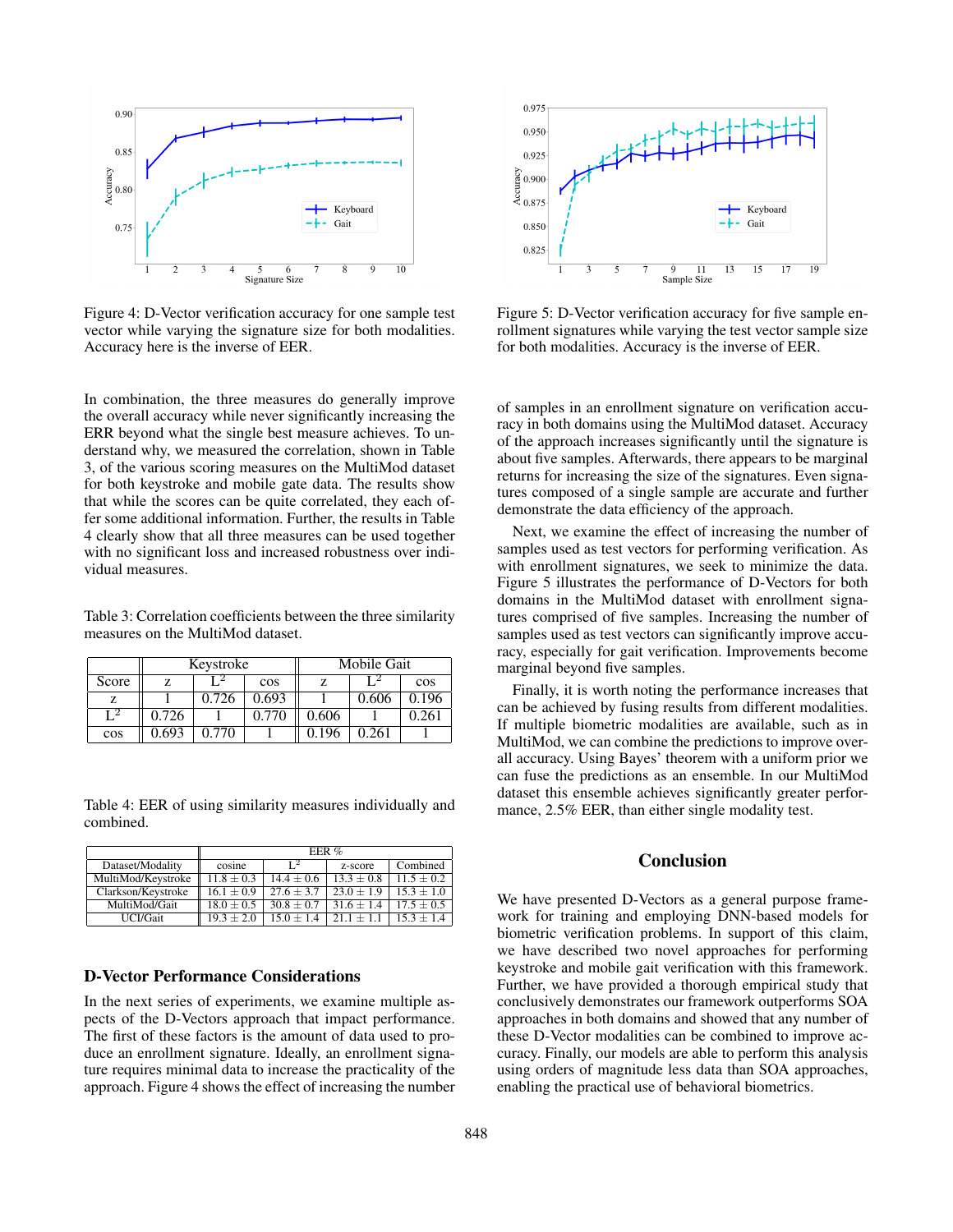Figure 4: D-Vector verification accuracy for one sample test vector while varying the signature size for both modalities. Accuracy here is the inverse of EER.

Figure 5: D-Vector verification accuracy for five sample enrollment signatures while varying the test vector sample size for both modalities. Accuracy is the inverse of EER.

In combination, the three measures do generally improve the overall accuracy while never significantly increasing the ERR beyond what the single best measure achieves. To understand why, we measured the correlation, shown in Table 3, of the various scoring measures on the MultiMod dataset for both keystroke and mobile gate data. The results show that while the scores can be quite correlated, they each offer some additional information. Further, the results in Table 4 clearly show that all three measures can be used together with no significant loss and increased robustness over individual measures.

Table 3: Correlation coefficients between the three similarity measures on the MultiMod dataset.

| | Keystroke | | | Mobile Gait | | |
|---|---|---|---|---|---|---|
| Score | z | $L^2$ | cos | z | $L^2$ | cos |
| z | 1 | 0.726 | 0.693 | 1 | 0.606 | 0.196 |
| $L^2$ | 0.726 | 1 | 0.770 | 0.606 | 1 | 0.261 |
| cos | 0.693 | 0.770 | 1 | 0.196 | 0.261 | 1 |

Table 4: EER of using similarity measures individually and combined.

| | EER % | | | |
|---|---|---|---|---|
| Dataset/Modality | cosine | $L^2$ | z-score | Combined |
| MultiMod/Keystroke | $11.8 \pm 0.3$ | $14.4 \pm 0.6$ | $13.3 \pm 0.8$ | $11.5 \pm 0.2$ |
| Clarkson/Keystroke | $16.1 \pm 0.9$ | $27.6 \pm 3.7$ | $23.0 \pm 1.9$ | $15.3 \pm 1.0$ |
| MultiMod/Gait | $18.0 \pm 0.5$ | $30.8 \pm 0.7$ | $31.6 \pm 1.4$ | $17.5 \pm 0.5$ |
| UCI/Gait | $19.3 \pm 2.0$ | $15.0 \pm 1.4$ | $21.1 \pm 1.1$ | $15.3 \pm 1.4$ |

## D-Vector Performance Considerations

In the next series of experiments, we examine multiple aspects of the D-Vectors approach that impact performance. The first of these factors is the amount of data used to produce an enrollment signature. Ideally, an enrollment signature requires minimal data to increase the practicality of the approach. Figure 4 shows the effect of increasing the number of samples in an enrollment signature on verification accuracy in both domains using the MultiMod dataset. Accuracy of the approach increases significantly until the signature is about five samples. Afterwards, there appears to be marginal returns for increasing the size of the signatures. Even signatures composed of a single sample are accurate and further demonstrate the data efficiency of the approach.

Next, we examine the effect of increasing the number of samples used as test vectors for performing verification. As with enrollment signatures, we seek to minimize the data. Figure 5 illustrates the performance of D-Vectors for both domains in the MultiMod dataset with enrollment signatures comprised of five samples. Increasing the number of samples used as test vectors can significantly improve accuracy, especially for gait verification. Improvements become marginal beyond five samples.

Finally, it is worth noting the performance increases that can be achieved by fusing results from different modalities. If multiple biometric modalities are available, such as in MultiMod, we can combine the predictions to improve overall accuracy. Using Bayes' theorem with a uniform prior we can fuse the predictions as an ensemble. In our MultiMod dataset this ensemble achieves significantly greater performance, 2.5% EER, than either single modality test.

## Conclusion

We have presented D-Vectors as a general purpose framework for training and employing DNN-based models for biometric verification problems. In support of this claim, we have described two novel approaches for performing keystroke and mobile gait verification with this framework. Further, we have provided a thorough empirical study that conclusively demonstrates our framework outperforms SOA approaches in both domains and showed that any number of these D-Vector modalities can be combined to improve accuracy. Finally, our models are able to perform this analysis using orders of magnitude less data than SOA approaches, enabling the practical use of behavioral biometrics.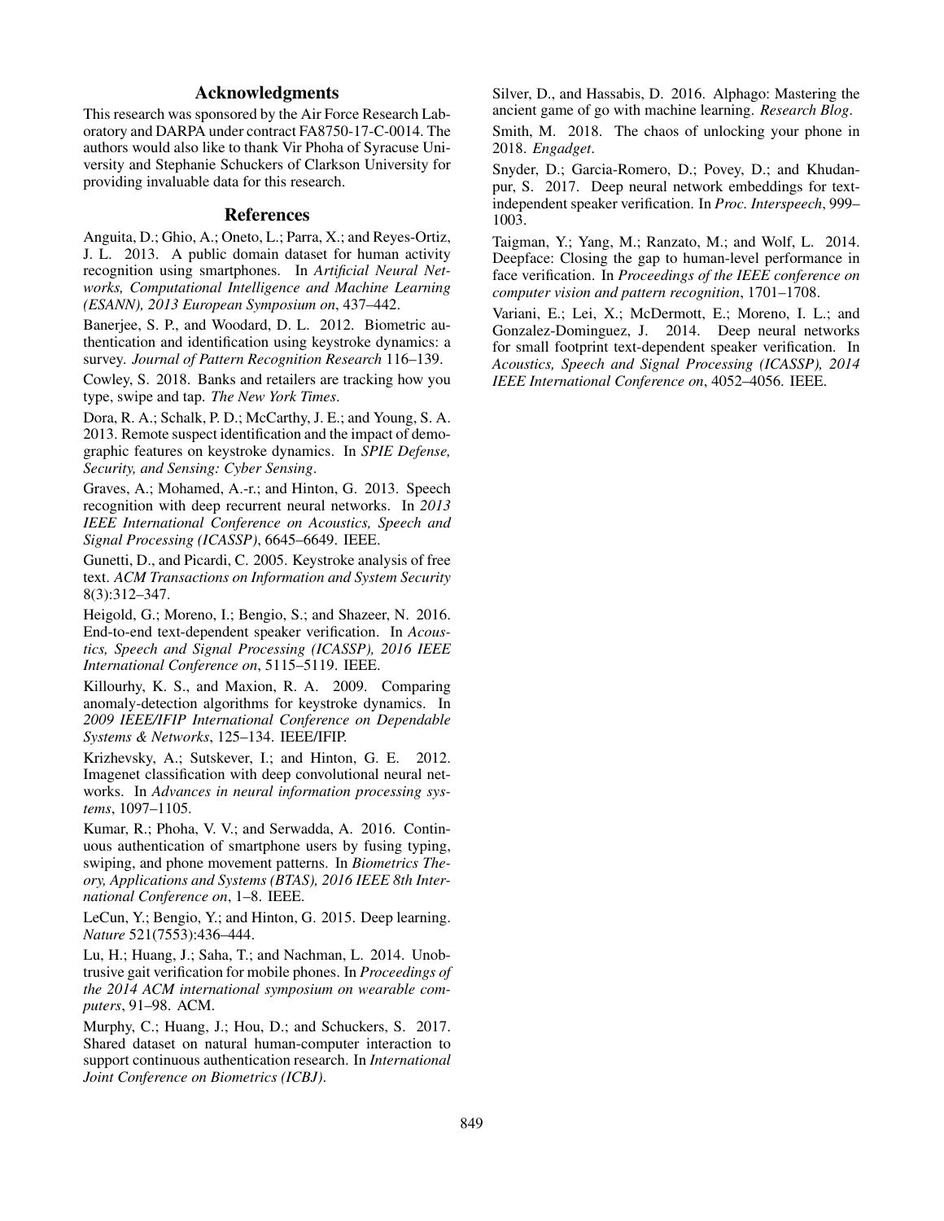## Acknowledgments

This research was sponsored by the Air Force Research Laboratory and DARPA under contract FA8750-17-C-0014. The authors would also like to thank Vir Phoha of Syracuse University and Stephanie Schuckers of Clarkson University for providing invaluable data for this research.

## References

Anguita, D.; Ghio, A.; Oneto, L.; Parra, X.; and Reyes-Ortiz, J. L. 2013. A public domain dataset for human activity recognition using smartphones. In *Artificial Neural Networks, Computational Intelligence and Machine Learning (ESANN), 2013 European Symposium on*, 437–442.

Banerjee, S. P., and Woodard, D. L. 2012. Biometric authentication and identification using keystroke dynamics: a survey. *Journal of Pattern Recognition Research* 116–139.

Cowley, S. 2018. Banks and retailers are tracking how you type, swipe and tap. *The New York Times*.

Dora, R. A.; Schalk, P. D.; McCarthy, J. E.; and Young, S. A. 2013. Remote suspect identification and the impact of demographic features on keystroke dynamics. In *SPIE Defense, Security, and Sensing: Cyber Sensing*.

Graves, A.; Mohamed, A.-r.; and Hinton, G. 2013. Speech recognition with deep recurrent neural networks. In *2013 IEEE International Conference on Acoustics, Speech and Signal Processing (ICASSP)*, 6645–6649. IEEE.

Gunetti, D., and Picardi, C. 2005. Keystroke analysis of free text. *ACM Transactions on Information and System Security* 8(3):312–347.

Heigold, G.; Moreno, I.; Bengio, S.; and Shazeer, N. 2016. End-to-end text-dependent speaker verification. In *Acoustics, Speech and Signal Processing (ICASSP), 2016 IEEE International Conference on*, 5115–5119. IEEE.

Killourhy, K. S., and Maxion, R. A. 2009. Comparing anomaly-detection algorithms for keystroke dynamics. In *2009 IEEE/IFIP International Conference on Dependable Systems & Networks*, 125–134. IEEE/IFIP.

Krizhevsky, A.; Sutskever, I.; and Hinton, G. E. 2012. Imagenet classification with deep convolutional neural networks. In *Advances in neural information processing systems*, 1097–1105.

Kumar, R.; Phoha, V. V.; and Serwadda, A. 2016. Continuous authentication of smartphone users by fusing typing, swiping, and phone movement patterns. In *Biometrics Theory, Applications and Systems (BTAS), 2016 IEEE 8th International Conference on*, 1–8. IEEE.

LeCun, Y.; Bengio, Y.; and Hinton, G. 2015. Deep learning. *Nature* 521(7553):436–444.

Lu, H.; Huang, J.; Saha, T.; and Nachman, L. 2014. Unobtrusive gait verification for mobile phones. In *Proceedings of the 2014 ACM international symposium on wearable computers*, 91–98. ACM.

Murphy, C.; Huang, J.; Hou, D.; and Schuckers, S. 2017. Shared dataset on natural human-computer interaction to support continuous authentication research. In *International Joint Conference on Biometrics (ICBJ)*.

Silver, D., and Hassabis, D. 2016. Alphago: Mastering the ancient game of go with machine learning. *Research Blog*.

Smith, M. 2018. The chaos of unlocking your phone in 2018. *Engadget*.

Snyder, D.; Garcia-Romero, D.; Povey, D.; and Khudanpur, S. 2017. Deep neural network embeddings for text-independent speaker verification. In *Proc. Interspeech*, 999–1003.

Taigman, Y.; Yang, M.; Ranzato, M.; and Wolf, L. 2014. Deepface: Closing the gap to human-level performance in face verification. In *Proceedings of the IEEE conference on computer vision and pattern recognition*, 1701–1708.

Variani, E.; Lei, X.; McDermott, E.; Moreno, I. L.; and Gonzalez-Dominguez, J. 2014. Deep neural networks for small footprint text-dependent speaker verification. In *Acoustics, Speech and Signal Processing (ICASSP), 2014 IEEE International Conference on*, 4052–4056. IEEE.